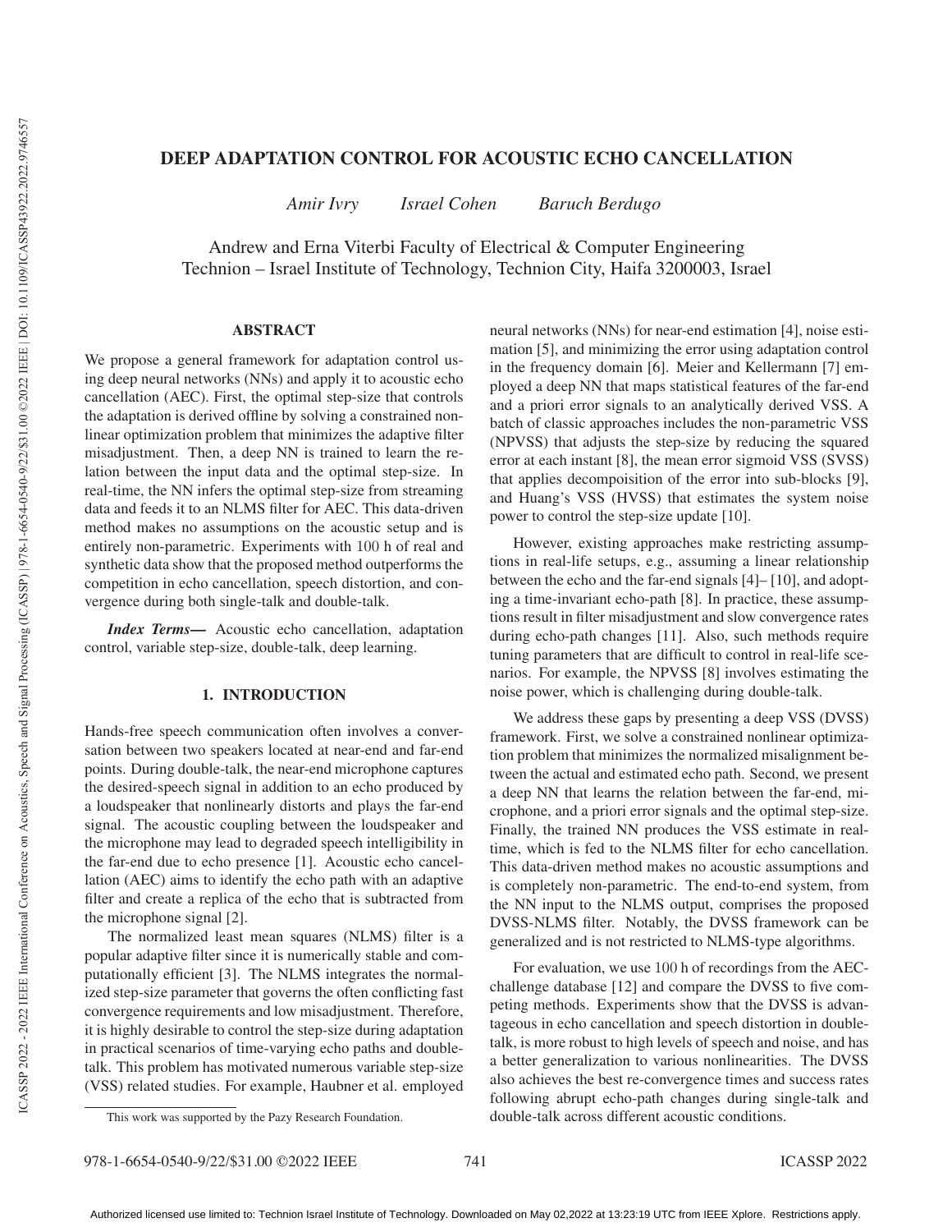# DEEP ADAPTATION CONTROL FOR ACOUSTIC ECHO CANCELLATION

*Amir Ivry* *Israel Cohen* *Baruch Berdugo*

Andrew and Erna Viterbi Faculty of Electrical & Computer Engineering
Technion – Israel Institute of Technology, Technion City, Haifa 3200003, Israel

## ABSTRACT

We propose a general framework for adaptation control using deep neural networks (NNs) and apply it to acoustic echo cancellation (AEC). First, the optimal step-size that controls the adaptation is derived offline by solving a constrained nonlinear optimization problem that minimizes the adaptive filter misadjustment. Then, a deep NN is trained to learn the relation between the input data and the optimal step-size. In real-time, the NN infers the optimal step-size from streaming data and feeds it to an NLMS filter for AEC. This data-driven method makes no assumptions on the acoustic setup and is entirely non-parametric. Experiments with 100 h of real and synthetic data show that the proposed method outperforms the competition in echo cancellation, speech distortion, and convergence during both single-talk and double-talk.

***Index Terms—*** Acoustic echo cancellation, adaptation control, variable step-size, double-talk, deep learning.

## 1. INTRODUCTION

Hands-free speech communication often involves a conversation between two speakers located at near-end and far-end points. During double-talk, the near-end microphone captures the desired-speech signal in addition to an echo produced by a loudspeaker that nonlinearly distorts and plays the far-end signal. The acoustic coupling between the loudspeaker and the microphone may lead to degraded speech intelligibility in the far-end due to echo presence [1]. Acoustic echo cancellation (AEC) aims to identify the echo path with an adaptive filter and create a replica of the echo that is subtracted from the microphone signal [2].

The normalized least mean squares (NLMS) filter is a popular adaptive filter since it is numerically stable and computationally efficient [3]. The NLMS integrates the normalized step-size parameter that governs the often conflicting fast convergence requirements and low misadjustment. Therefore, it is highly desirable to control the step-size during adaptation in practical scenarios of time-varying echo paths and double-talk. This problem has motivated numerous variable step-size (VSS) related studies. For example, Haubner et al. employed neural networks (NNs) for near-end estimation [4], noise estimation [5], and minimizing the error using adaptation control in the frequency domain [6]. Meier and Kellermann [7] employed a deep NN that maps statistical features of the far-end and a priori error signals to an analytically derived VSS. A batch of classic approaches includes the non-parametric VSS (NPVSS) that adjusts the step-size by reducing the squared error at each instant [8], the mean error sigmoid VSS (SVSS) that applies decompoisition of the error into sub-blocks [9], and Huang's VSS (HVSS) that estimates the system noise power to control the step-size update [10].

However, existing approaches make restricting assumptions in real-life setups, e.g., assuming a linear relationship between the echo and the far-end signals [4]– [10], and adopting a time-invariant echo-path [8]. In practice, these assumptions result in filter misadjustment and slow convergence rates during echo-path changes [11]. Also, such methods require tuning parameters that are difficult to control in real-life scenarios. For example, the NPVSS [8] involves estimating the noise power, which is challenging during double-talk.

We address these gaps by presenting a deep VSS (DVSS) framework. First, we solve a constrained nonlinear optimization problem that minimizes the normalized misalignment between the actual and estimated echo path. Second, we present a deep NN that learns the relation between the far-end, microphone, and a priori error signals and the optimal step-size. Finally, the trained NN produces the VSS estimate in real-time, which is fed to the NLMS filter for echo cancellation. This data-driven method makes no acoustic assumptions and is completely non-parametric. The end-to-end system, from the NN input to the NLMS output, comprises the proposed DVSS-NLMS filter. Notably, the DVSS framework can be generalized and is not restricted to NLMS-type algorithms.

For evaluation, we use 100 h of recordings from the AEC-challenge database [12] and compare the DVSS to five competing methods. Experiments show that the DVSS is advantageous in echo cancellation and speech distortion in double-talk, is more robust to high levels of speech and noise, and has a better generalization to various nonlinearities. The DVSS also achieves the best re-convergence times and success rates following abrupt echo-path changes during single-talk and double-talk across different acoustic conditions.

This work was supported by the Pazy Research Foundation.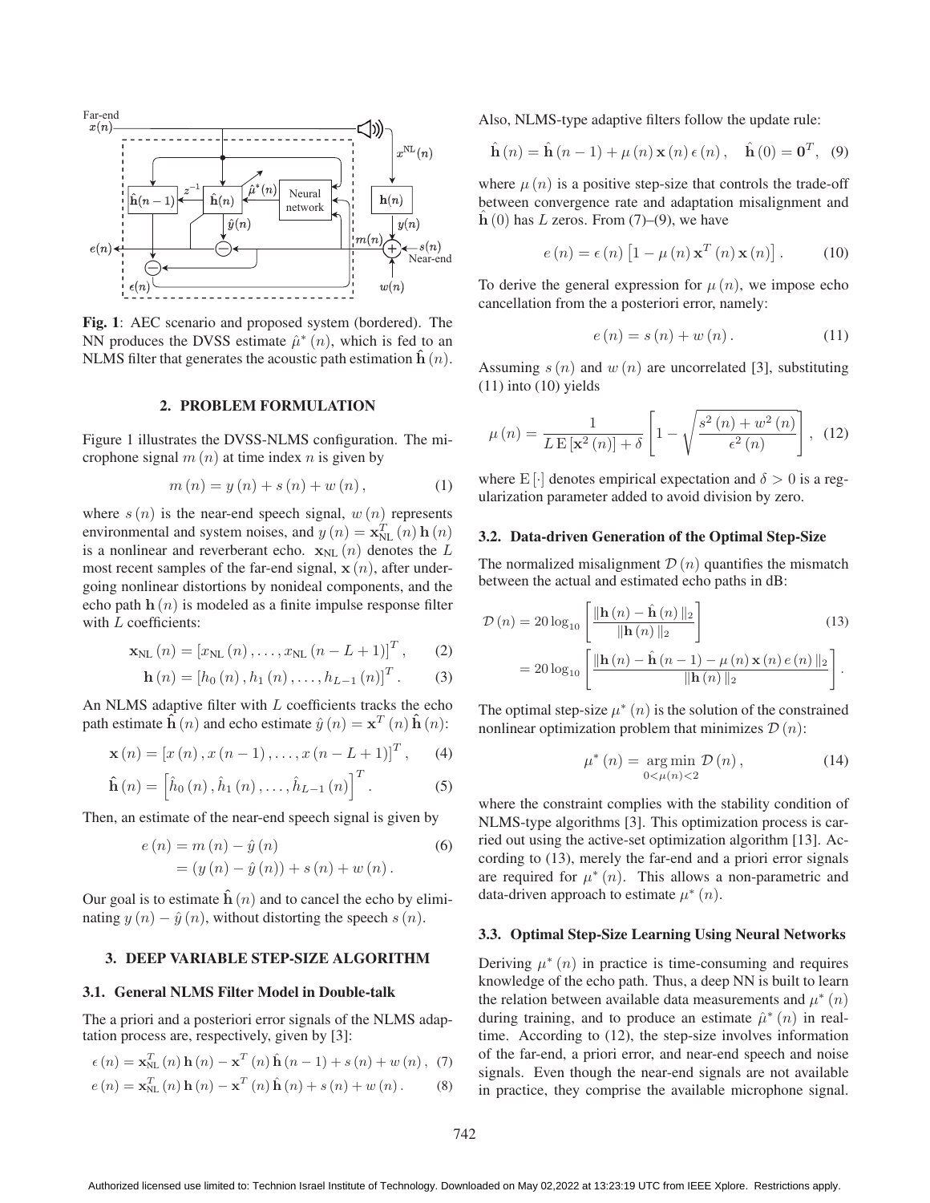**Fig. 1**: AEC scenario and proposed system (bordered). The NN produces the DVSS estimate $\hat{\mu}^*(n)$, which is fed to an NLMS filter that generates the acoustic path estimation $\hat{\mathbf{h}}(n)$.

## 2. PROBLEM FORMULATION

Figure 1 illustrates the DVSS-NLMS configuration. The microphone signal $m(n)$ at time index $n$ is given by

$$m(n) = y(n) + s(n) + w(n), \tag{1}$$

where $s(n)$ is the near-end speech signal, $w(n)$ represents environmental and system noises, and $y(n) = \mathbf{x}_{\text{NL}}^T(n)\,\mathbf{h}(n)$ is a nonlinear and reverberant echo. $\mathbf{x}_{\text{NL}}(n)$ denotes the $L$ most recent samples of the far-end signal, $\mathbf{x}(n)$, after undergoing nonlinear distortions by nonideal components, and the echo path $\mathbf{h}(n)$ is modeled as a finite impulse response filter with $L$ coefficients:

$$\mathbf{x}_{\text{NL}}(n) = \left[x_{\text{NL}}(n), \ldots, x_{\text{NL}}(n-L+1)\right]^T, \tag{2}$$

$$\mathbf{h}(n) = \left[h_0(n), h_1(n), \ldots, h_{L-1}(n)\right]^T. \tag{3}$$

An NLMS adaptive filter with $L$ coefficients tracks the echo path estimate $\hat{\mathbf{h}}(n)$ and echo estimate $\hat{y}(n) = \mathbf{x}^T(n)\,\hat{\mathbf{h}}(n)$:

$$\mathbf{x}(n) = \left[x(n), x(n-1), \ldots, x(n-L+1)\right]^T, \tag{4}$$

$$\hat{\mathbf{h}}(n) = \left[\hat{h}_0(n), \hat{h}_1(n), \ldots, \hat{h}_{L-1}(n)\right]^T. \tag{5}$$

Then, an estimate of the near-end speech signal is given by

$$\begin{aligned} e(n) &= m(n) - \hat{y}(n) \\ &= (y(n) - \hat{y}(n)) + s(n) + w(n). \end{aligned} \tag{6}$$

Our goal is to estimate $\hat{\mathbf{h}}(n)$ and to cancel the echo by eliminating $y(n) - \hat{y}(n)$, without distorting the speech $s(n)$.

## 3. DEEP VARIABLE STEP-SIZE ALGORITHM

### 3.1. General NLMS Filter Model in Double-talk

The a priori and a posteriori error signals of the NLMS adaptation process are, respectively, given by [3]:

$$\epsilon(n) = \mathbf{x}_{\text{NL}}^T(n)\,\mathbf{h}(n) - \mathbf{x}^T(n)\,\hat{\mathbf{h}}(n-1) + s(n) + w(n), \tag{7}$$

$$e(n) = \mathbf{x}_{\text{NL}}^T(n)\,\mathbf{h}(n) - \mathbf{x}^T(n)\,\hat{\mathbf{h}}(n) + s(n) + w(n). \tag{8}$$

Also, NLMS-type adaptive filters follow the update rule:

$$\hat{\mathbf{h}}(n) = \hat{\mathbf{h}}(n-1) + \mu(n)\,\mathbf{x}(n)\,\epsilon(n), \quad \hat{\mathbf{h}}(0) = \mathbf{0}^T, \tag{9}$$

where $\mu(n)$ is a positive step-size that controls the trade-off between convergence rate and adaptation misalignment and $\hat{\mathbf{h}}(0)$ has $L$ zeros. From (7)–(9), we have

$$e(n) = \epsilon(n)\left[1 - \mu(n)\,\mathbf{x}^T(n)\,\mathbf{x}(n)\right]. \tag{10}$$

To derive the general expression for $\mu(n)$, we impose echo cancellation from the a posteriori error, namely:

$$e(n) = s(n) + w(n). \tag{11}$$

Assuming $s(n)$ and $w(n)$ are uncorrelated [3], substituting (11) into (10) yields

$$\mu(n) = \frac{1}{L\,\mathrm{E}\left[\mathbf{x}^2(n)\right] + \delta}\left[1 - \sqrt{\frac{s^2(n) + w^2(n)}{\epsilon^2(n)}}\right], \tag{12}$$

where $\mathrm{E}[\cdot]$ denotes empirical expectation and $\delta > 0$ is a regularization parameter added to avoid division by zero.

### 3.2. Data-driven Generation of the Optimal Step-Size

The normalized misalignment $\mathcal{D}(n)$ quantifies the mismatch between the actual and estimated echo paths in dB:

$$\begin{aligned} \mathcal{D}(n) &= 20\log_{10}\left[\frac{\|\mathbf{h}(n) - \hat{\mathbf{h}}(n)\|_2}{\|\mathbf{h}(n)\|_2}\right] \\ &= 20\log_{10}\left[\frac{\|\mathbf{h}(n) - \hat{\mathbf{h}}(n-1) - \mu(n)\,\mathbf{x}(n)\,e(n)\|_2}{\|\mathbf{h}(n)\|_2}\right]. \end{aligned} \tag{13}$$

The optimal step-size $\mu^*(n)$ is the solution of the constrained nonlinear optimization problem that minimizes $\mathcal{D}(n)$:

$$\mu^*(n) = \underset{0<\mu(n)<2}{\arg\min}\ \mathcal{D}(n), \tag{14}$$

where the constraint complies with the stability condition of NLMS-type algorithms [3]. This optimization process is carried out using the active-set optimization algorithm [13]. According to (13), merely the far-end and a priori error signals are required for $\mu^*(n)$. This allows a non-parametric and data-driven approach to estimate $\mu^*(n)$.

### 3.3. Optimal Step-Size Learning Using Neural Networks

Deriving $\mu^*(n)$ in practice is time-consuming and requires knowledge of the echo path. Thus, a deep NN is built to learn the relation between available data measurements and $\mu^*(n)$ during training, and to produce an estimate $\hat{\mu}^*(n)$ in real-time. According to (12), the step-size involves information of the far-end, a priori error, and near-end speech and noise signals. Even though the near-end signals are not available in practice, they comprise the available microphone signal.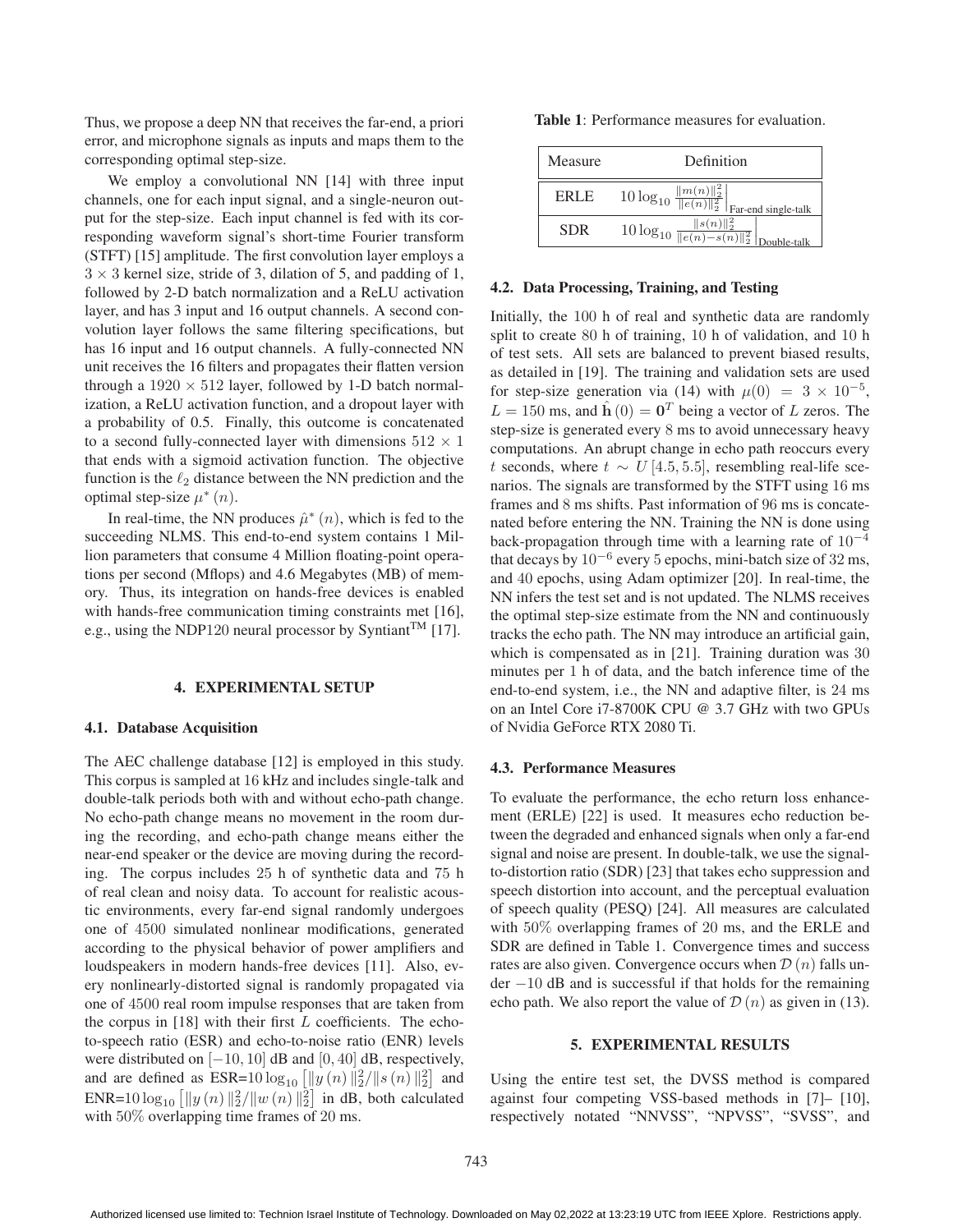Thus, we propose a deep NN that receives the far-end, a priori error, and microphone signals as inputs and maps them to the corresponding optimal step-size.

We employ a convolutional NN [14] with three input channels, one for each input signal, and a single-neuron output for the step-size. Each input channel is fed with its corresponding waveform signal's short-time Fourier transform (STFT) [15] amplitude. The first convolution layer employs a $3 \times 3$ kernel size, stride of 3, dilation of 5, and padding of 1, followed by 2-D batch normalization and a ReLU activation layer, and has 3 input and 16 output channels. A second convolution layer follows the same filtering specifications, but has 16 input and 16 output channels. A fully-connected NN unit receives the 16 filters and propagates their flatten version through a $1920 \times 512$ layer, followed by 1-D batch normalization, a ReLU activation function, and a dropout layer with a probability of 0.5. Finally, this outcome is concatenated to a second fully-connected layer with dimensions $512 \times 1$ that ends with a sigmoid activation function. The objective function is the $\ell_2$ distance between the NN prediction and the optimal step-size $\mu^*(n)$.

In real-time, the NN produces $\hat{\mu}^*(n)$, which is fed to the succeeding NLMS. This end-to-end system contains 1 Million parameters that consume 4 Million floating-point operations per second (Mflops) and 4.6 Megabytes (MB) of memory. Thus, its integration on hands-free devices is enabled with hands-free communication timing constraints met [16], e.g., using the NDP120 neural processor by Syntiant™ [17].

## 4. EXPERIMENTAL SETUP

### 4.1. Database Acquisition

The AEC challenge database [12] is employed in this study. This corpus is sampled at 16 kHz and includes single-talk and double-talk periods both with and without echo-path change. No echo-path change means no movement in the room during the recording, and echo-path change means either the near-end speaker or the device are moving during the recording. The corpus includes 25 h of synthetic data and 75 h of real clean and noisy data. To account for realistic acoustic environments, every far-end signal randomly undergoes one of 4500 simulated nonlinear modifications, generated according to the physical behavior of power amplifiers and loudspeakers in modern hands-free devices [11]. Also, every nonlinearly-distorted signal is randomly propagated via one of 4500 real room impulse responses that are taken from the corpus in [18] with their first $L$ coefficients. The echo-to-speech ratio (ESR) and echo-to-noise ratio (ENR) levels were distributed on $[-10, 10]$ dB and $[0, 40]$ dB, respectively, and are defined as ESR=$10\log_{10}\left[\|y(n)\|_2^2/\|s(n)\|_2^2\right]$ and ENR=$10\log_{10}\left[\|y(n)\|_2^2/\|w(n)\|_2^2\right]$ in dB, both calculated with 50% overlapping time frames of 20 ms.

**Table 1**: Performance measures for evaluation.

| Measure | Definition |
|---|---|
| ERLE | $10\log_{10}\frac{\|m(n)\|_2^2}{\|e(n)\|_2^2}\Big\vert_{\text{Far-end single-talk}}$ |
| SDR | $10\log_{10}\frac{\|s(n)\|_2^2}{\|e(n)-s(n)\|_2^2}\Big\vert_{\text{Double-talk}}$ |

### 4.2. Data Processing, Training, and Testing

Initially, the 100 h of real and synthetic data are randomly split to create 80 h of training, 10 h of validation, and 10 h of test sets. All sets are balanced to prevent biased results, as detailed in [19]. The training and validation sets are used for step-size generation via (14) with $\mu(0) = 3 \times 10^{-5}$, $L = 150$ ms, and $\hat{\mathbf{h}}(0) = \mathbf{0}^T$ being a vector of $L$ zeros. The step-size is generated every 8 ms to avoid unnecessary heavy computations. An abrupt change in echo path reoccurs every $t$ seconds, where $t \sim U[4.5, 5.5]$, resembling real-life scenarios. The signals are transformed by the STFT using 16 ms frames and 8 ms shifts. Past information of 96 ms is concatenated before entering the NN. Training the NN is done using back-propagation through time with a learning rate of $10^{-4}$ that decays by $10^{-6}$ every 5 epochs, mini-batch size of 32 ms, and 40 epochs, using Adam optimizer [20]. In real-time, the NN infers the test set and is not updated. The NLMS receives the optimal step-size estimate from the NN and continuously tracks the echo path. The NN may introduce an artificial gain, which is compensated as in [21]. Training duration was 30 minutes per 1 h of data, and the batch inference time of the end-to-end system, i.e., the NN and adaptive filter, is 24 ms on an Intel Core i7-8700K CPU @ 3.7 GHz with two GPUs of Nvidia GeForce RTX 2080 Ti.

### 4.3. Performance Measures

To evaluate the performance, the echo return loss enhancement (ERLE) [22] is used. It measures echo reduction between the degraded and enhanced signals when only a far-end signal and noise are present. In double-talk, we use the signal-to-distortion ratio (SDR) [23] that takes echo suppression and speech distortion into account, and the perceptual evaluation of speech quality (PESQ) [24]. All measures are calculated with 50% overlapping frames of 20 ms, and the ERLE and SDR are defined in Table 1. Convergence times and success rates are also given. Convergence occurs when $\mathcal{D}(n)$ falls under $-10$ dB and is successful if that holds for the remaining echo path. We also report the value of $\mathcal{D}(n)$ as given in (13).

## 5. EXPERIMENTAL RESULTS

Using the entire test set, the DVSS method is compared against four competing VSS-based methods in [7]– [10], respectively notated "NNVSS", "NPVSS", "SVSS", and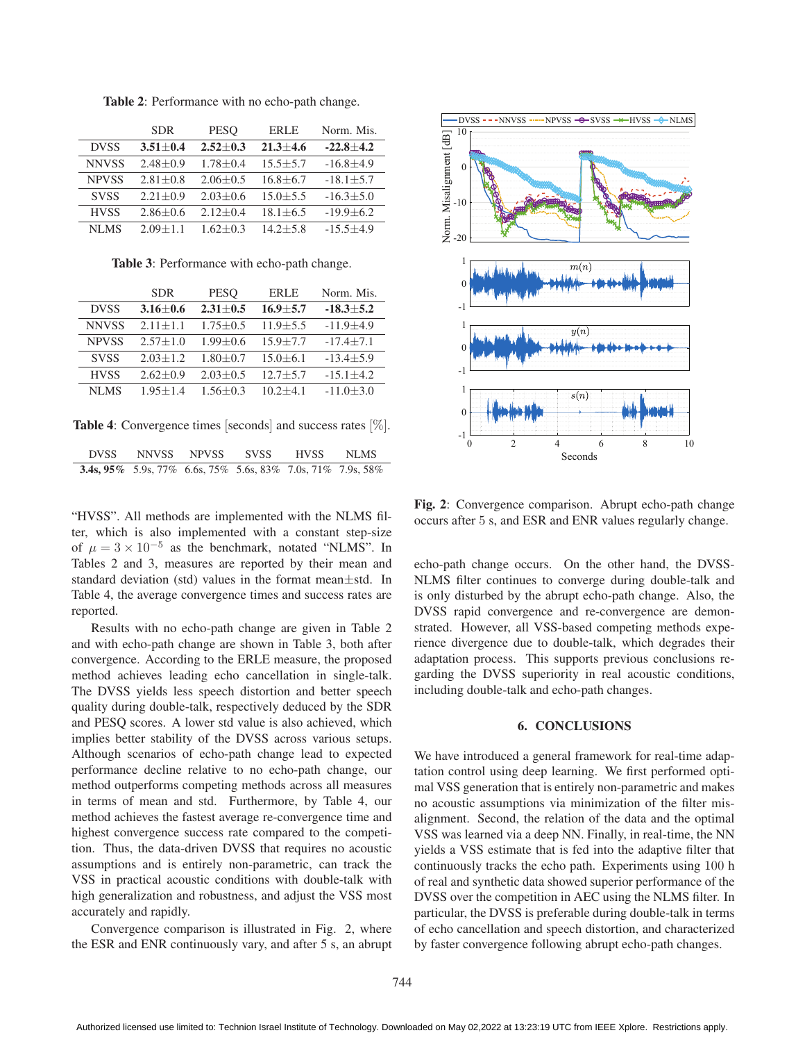**Table 2**: Performance with no echo-path change.

| | SDR | PESQ | ERLE | Norm. Mis. |
|---|---|---|---|---|
| DVSS | **3.51±0.4** | **2.52±0.3** | **21.3±4.6** | **-22.8±4.2** |
| NNVSS | 2.48±0.9 | 1.78±0.4 | 15.5±5.7 | -16.8±4.9 |
| NPVSS | 2.81±0.8 | 2.06±0.5 | 16.8±6.7 | -18.1±5.7 |
| SVSS | 2.21±0.9 | 2.03±0.6 | 15.0±5.5 | -16.3±5.0 |
| HVSS | 2.86±0.6 | 2.12±0.4 | 18.1±6.5 | -19.9±6.2 |
| NLMS | 2.09±1.1 | 1.62±0.3 | 14.2±5.8 | -15.5±4.9 |

**Table 3**: Performance with echo-path change.

| | SDR | PESQ | ERLE | Norm. Mis. |
|---|---|---|---|---|
| DVSS | **3.16±0.6** | **2.31±0.5** | **16.9±5.7** | **-18.3±5.2** |
| NNVSS | 2.11±1.1 | 1.75±0.5 | 11.9±5.5 | -11.9±4.9 |
| NPVSS | 2.57±1.0 | 1.99±0.6 | 15.9±7.7 | -17.4±7.1 |
| SVSS | 2.03±1.2 | 1.80±0.7 | 15.0±6.1 | -13.4±5.9 |
| HVSS | 2.62±0.9 | 2.03±0.5 | 12.7±5.7 | -15.1±4.2 |
| NLMS | 1.95±1.4 | 1.56±0.3 | 10.2±4.1 | -11.0±3.0 |

**Table 4**: Convergence times [seconds] and success rates [%].

| DVSS | NNVSS | NPVSS | SVSS | HVSS | NLMS |
|---|---|---|---|---|---|
| **3.4s, 95%** | 5.9s, 77% | 6.6s, 75% | 5.6s, 83% | 7.0s, 71% | 7.9s, 58% |

"HVSS". All methods are implemented with the NLMS filter, which is also implemented with a constant step-size of $\mu = 3 \times 10^{-5}$ as the benchmark, notated "NLMS". In Tables 2 and 3, measures are reported by their mean and standard deviation (std) values in the format mean±std. In Table 4, the average convergence times and success rates are reported.

Results with no echo-path change are given in Table 2 and with echo-path change are shown in Table 3, both after convergence. According to the ERLE measure, the proposed method achieves leading echo cancellation in single-talk. The DVSS yields less speech distortion and better speech quality during double-talk, respectively deduced by the SDR and PESQ scores. A lower std value is also achieved, which implies better stability of the DVSS across various setups. Although scenarios of echo-path change lead to expected performance decline relative to no echo-path change, our method outperforms competing methods across all measures in terms of mean and std. Furthermore, by Table 4, our method achieves the fastest average re-convergence time and highest convergence success rate compared to the competition. Thus, the data-driven DVSS that requires no acoustic assumptions and is entirely non-parametric, can track the VSS in practical acoustic conditions with double-talk with high generalization and robustness, and adjust the VSS most accurately and rapidly.

Convergence comparison is illustrated in Fig. 2, where the ESR and ENR continuously vary, and after 5 s, an abrupt echo-path change occurs. On the other hand, the DVSS-NLMS filter continues to converge during double-talk and is only disturbed by the abrupt echo-path change. Also, the DVSS rapid convergence and re-convergence are demonstrated. However, all VSS-based competing methods experience divergence due to double-talk, which degrades their adaptation process. This supports previous conclusions regarding the DVSS superiority in real acoustic conditions, including double-talk and echo-path changes.

**Fig. 2**: Convergence comparison. Abrupt echo-path change occurs after 5 s, and ESR and ENR values regularly change.

## 6. CONCLUSIONS

We have introduced a general framework for real-time adaptation control using deep learning. We first performed optimal VSS generation that is entirely non-parametric and makes no acoustic assumptions via minimization of the filter misalignment. Second, the relation of the data and the optimal VSS was learned via a deep NN. Finally, in real-time, the NN yields a VSS estimate that is fed into the adaptive filter that continuously tracks the echo path. Experiments using 100 h of real and synthetic data showed superior performance of the DVSS over the competition in AEC using the NLMS filter. In particular, the DVSS is preferable during double-talk in terms of echo cancellation and speech distortion, and characterized by faster convergence following abrupt echo-path changes.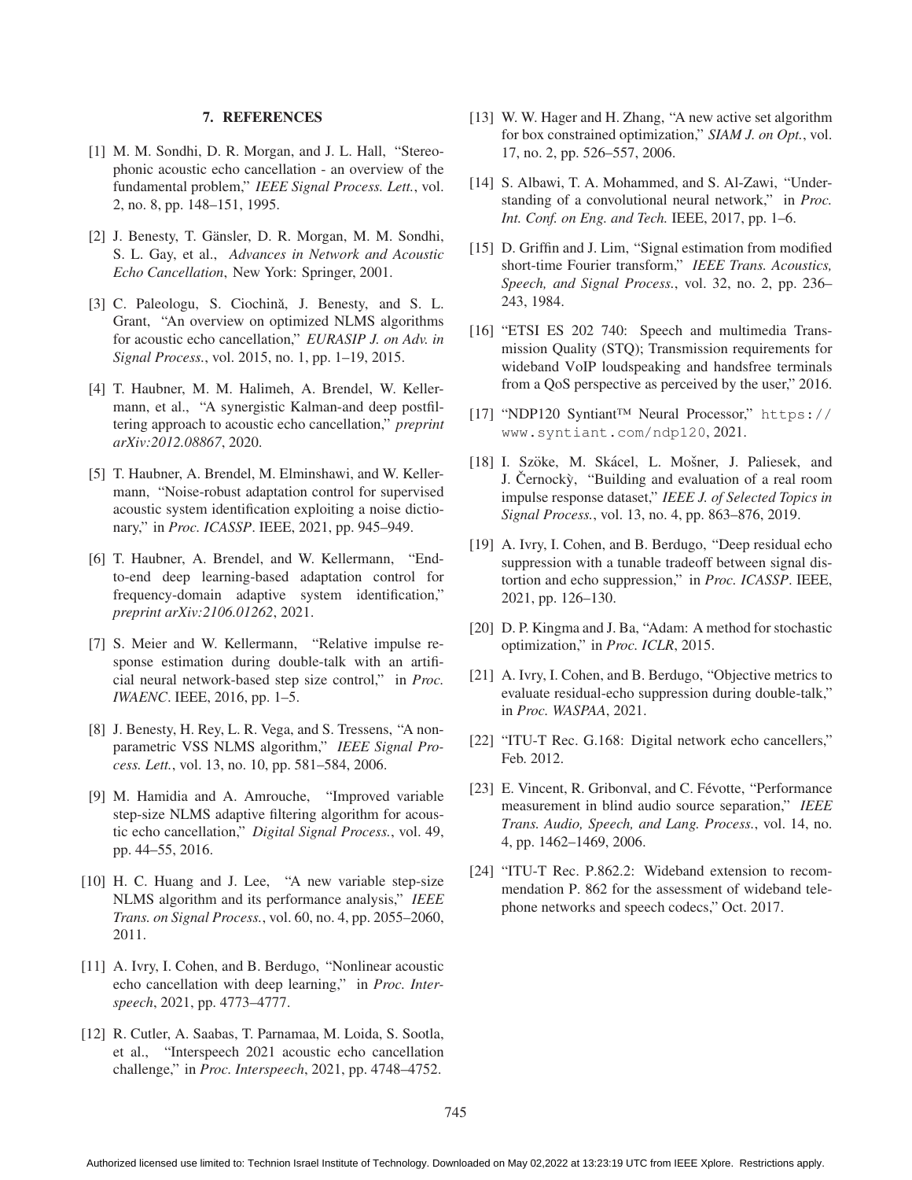## 7. REFERENCES

[1] M. M. Sondhi, D. R. Morgan, and J. L. Hall, "Stereophonic acoustic echo cancellation - an overview of the fundamental problem," *IEEE Signal Process. Lett.*, vol. 2, no. 8, pp. 148–151, 1995.

[2] J. Benesty, T. Gänsler, D. R. Morgan, M. M. Sondhi, S. L. Gay, et al., *Advances in Network and Acoustic Echo Cancellation*, New York: Springer, 2001.

[3] C. Paleologu, S. Ciochină, J. Benesty, and S. L. Grant, "An overview on optimized NLMS algorithms for acoustic echo cancellation," *EURASIP J. on Adv. in Signal Process.*, vol. 2015, no. 1, pp. 1–19, 2015.

[4] T. Haubner, M. M. Halimeh, A. Brendel, W. Kellermann, et al., "A synergistic Kalman-and deep postfiltering approach to acoustic echo cancellation," *preprint arXiv:2012.08867*, 2020.

[5] T. Haubner, A. Brendel, M. Elminshawi, and W. Kellermann, "Noise-robust adaptation control for supervised acoustic system identification exploiting a noise dictionary," in *Proc. ICASSP*. IEEE, 2021, pp. 945–949.

[6] T. Haubner, A. Brendel, and W. Kellermann, "End-to-end deep learning-based adaptation control for frequency-domain adaptive system identification," *preprint arXiv:2106.01262*, 2021.

[7] S. Meier and W. Kellermann, "Relative impulse response estimation during double-talk with an artificial neural network-based step size control," in *Proc. IWAENC*. IEEE, 2016, pp. 1–5.

[8] J. Benesty, H. Rey, L. R. Vega, and S. Tressens, "A nonparametric VSS NLMS algorithm," *IEEE Signal Process. Lett.*, vol. 13, no. 10, pp. 581–584, 2006.

[9] M. Hamidia and A. Amrouche, "Improved variable step-size NLMS adaptive filtering algorithm for acoustic echo cancellation," *Digital Signal Process.*, vol. 49, pp. 44–55, 2016.

[10] H. C. Huang and J. Lee, "A new variable step-size NLMS algorithm and its performance analysis," *IEEE Trans. on Signal Process.*, vol. 60, no. 4, pp. 2055–2060, 2011.

[11] A. Ivry, I. Cohen, and B. Berdugo, "Nonlinear acoustic echo cancellation with deep learning," in *Proc. Interspeech*, 2021, pp. 4773–4777.

[12] R. Cutler, A. Saabas, T. Parnamaa, M. Loida, S. Sootla, et al., "Interspeech 2021 acoustic echo cancellation challenge," in *Proc. Interspeech*, 2021, pp. 4748–4752.

[13] W. W. Hager and H. Zhang, "A new active set algorithm for box constrained optimization," *SIAM J. on Opt.*, vol. 17, no. 2, pp. 526–557, 2006.

[14] S. Albawi, T. A. Mohammed, and S. Al-Zawi, "Understanding of a convolutional neural network," in *Proc. Int. Conf. on Eng. and Tech.* IEEE, 2017, pp. 1–6.

[15] D. Griffin and J. Lim, "Signal estimation from modified short-time Fourier transform," *IEEE Trans. Acoustics, Speech, and Signal Process.*, vol. 32, no. 2, pp. 236–243, 1984.

[16] "ETSI ES 202 740: Speech and multimedia Transmission Quality (STQ); Transmission requirements for wideband VoIP loudspeaking and handsfree terminals from a QoS perspective as perceived by the user," 2016.

[17] "NDP120 Syntiant™ Neural Processor," https://www.syntiant.com/ndp120, 2021.

[18] I. Szöke, M. Skácel, L. Mošner, J. Paliesek, and J. Černockỳ, "Building and evaluation of a real room impulse response dataset," *IEEE J. of Selected Topics in Signal Process.*, vol. 13, no. 4, pp. 863–876, 2019.

[19] A. Ivry, I. Cohen, and B. Berdugo, "Deep residual echo suppression with a tunable tradeoff between signal distortion and echo suppression," in *Proc. ICASSP*. IEEE, 2021, pp. 126–130.

[20] D. P. Kingma and J. Ba, "Adam: A method for stochastic optimization," in *Proc. ICLR*, 2015.

[21] A. Ivry, I. Cohen, and B. Berdugo, "Objective metrics to evaluate residual-echo suppression during double-talk," in *Proc. WASPAA*, 2021.

[22] "ITU-T Rec. G.168: Digital network echo cancellers," Feb. 2012.

[23] E. Vincent, R. Gribonval, and C. Févotte, "Performance measurement in blind audio source separation," *IEEE Trans. Audio, Speech, and Lang. Process.*, vol. 14, no. 4, pp. 1462–1469, 2006.

[24] "ITU-T Rec. P.862.2: Wideband extension to recommendation P. 862 for the assessment of wideband telephone networks and speech codecs," Oct. 2017.